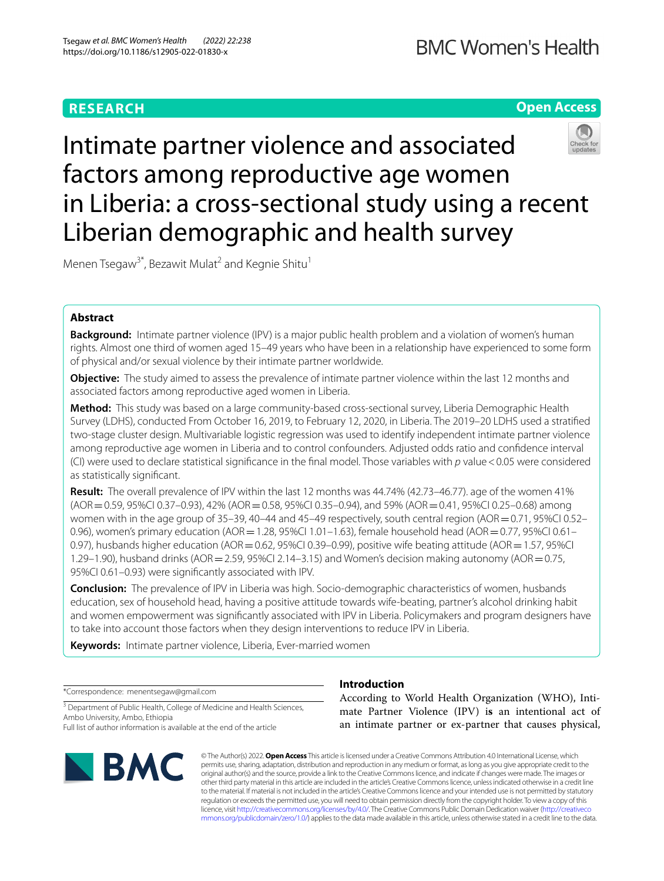**RESEARCH** **Open Access**

# Intimate partner violence and associated factors among reproductive age women in Liberia: a cross-sectional study using a recent Liberian demographic and health survey

Menen Tsegaw[3*], Bezawit Mulat[2] and Kegnie Shitu[1]

## Abstract

**Background:** Intimate partner violence (IPV) is a major public health problem and a violation of women's human rights. Almost one third of women aged 15–49 years who have been in a relationship have experienced to some form of physical and/or sexual violence by their intimate partner worldwide.

**Objective:** The study aimed to assess the prevalence of intimate partner violence within the last 12 months and associated factors among reproductive aged women in Liberia.

**Method:** This study was based on a large community-based cross-sectional survey, Liberia Demographic Health Survey (LDHS), conducted From October 16, 2019, to February 12, 2020, in Liberia. The 2019–20 LDHS used a stratified two-stage cluster design. Multivariable logistic regression was used to identify independent intimate partner violence among reproductive age women in Liberia and to control confounders. Adjusted odds ratio and confidence interval (CI) were used to declare statistical significance in the final model. Those variables with *p* value < 0.05 were considered as statistically significant.

**Result:** The overall prevalence of IPV within the last 12 months was 44.74% (42.73–46.77). age of the women 41% (AOR = 0.59, 95%CI 0.37–0.93), 42% (AOR = 0.58, 95%CI 0.35–0.94), and 59% (AOR = 0.41, 95%CI 0.25–0.68) among women with in the age group of 35–39, 40–44 and 45–49 respectively, south central region (AOR = 0.71, 95%CI 0.52–0.96), women's primary education (AOR = 1.28, 95%CI 1.01–1.63), female household head (AOR = 0.77, 95%CI 0.61–0.97), husbands higher education (AOR = 0.62, 95%CI 0.39–0.99), positive wife beating attitude (AOR = 1.57, 95%CI 1.29–1.90), husband drinks (AOR = 2.59, 95%CI 2.14–3.15) and Women's decision making autonomy (AOR = 0.75, 95%CI 0.61–0.93) were significantly associated with IPV.

**Conclusion:** The prevalence of IPV in Liberia was high. Socio-demographic characteristics of women, husbands education, sex of household head, having a positive attitude towards wife-beating, partner's alcohol drinking habit and women empowerment was significantly associated with IPV in Liberia. Policymakers and program designers have to take into account those factors when they design interventions to reduce IPV in Liberia.

**Keywords:** Intimate partner violence, Liberia, Ever-married women

*Correspondence: menentsegaw@gmail.com

[3] Department of Public Health, College of Medicine and Health Sciences, Ambo University, Ambo, Ethiopia

Full list of author information is available at the end of the article

## Introduction

According to World Health Organization (WHO), Intimate Partner Violence (IPV) is an intentional act of an intimate partner or ex-partner that causes physical,

© The Author(s) 2022. **Open Access** This article is licensed under a Creative Commons Attribution 4.0 International License, which permits use, sharing, adaptation, distribution and reproduction in any medium or format, as long as you give appropriate credit to the original author(s) and the source, provide a link to the Creative Commons licence, and indicate if changes were made. The images or other third party material in this article are included in the article's Creative Commons licence, unless indicated otherwise in a credit line to the material. If material is not included in the article's Creative Commons licence and your intended use is not permitted by statutory regulation or exceeds the permitted use, you will need to obtain permission directly from the copyright holder. To view a copy of this licence, visit http://creativecommons.org/licenses/by/4.0/. The Creative Commons Public Domain Dedication waiver (http://creativecommons.org/publicdomain/zero/1.0/) applies to the data made available in this article, unless otherwise stated in a credit line to the data.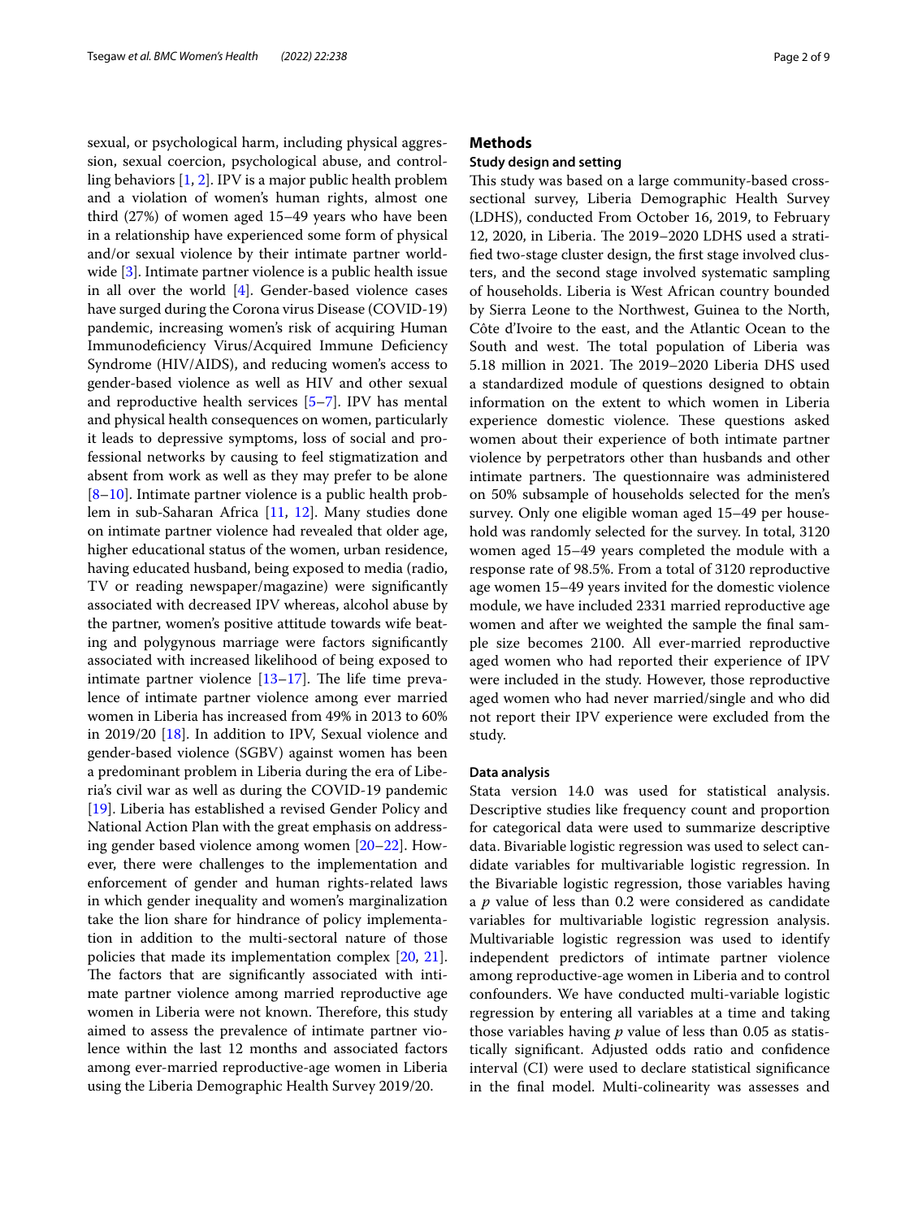sexual, or psychological harm, including physical aggression, sexual coercion, psychological abuse, and controlling behaviors [1, 2]. IPV is a major public health problem and a violation of women's human rights, almost one third (27%) of women aged 15–49 years who have been in a relationship have experienced some form of physical and/or sexual violence by their intimate partner worldwide [3]. Intimate partner violence is a public health issue in all over the world [4]. Gender-based violence cases have surged during the Corona virus Disease (COVID-19) pandemic, increasing women's risk of acquiring Human Immunodeficiency Virus/Acquired Immune Deficiency Syndrome (HIV/AIDS), and reducing women's access to gender-based violence as well as HIV and other sexual and reproductive health services [5–7]. IPV has mental and physical health consequences on women, particularly it leads to depressive symptoms, loss of social and professional networks by causing to feel stigmatization and absent from work as well as they may prefer to be alone [8–10]. Intimate partner violence is a public health problem in sub-Saharan Africa [11, 12]. Many studies done on intimate partner violence had revealed that older age, higher educational status of the women, urban residence, having educated husband, being exposed to media (radio, TV or reading newspaper/magazine) were significantly associated with decreased IPV whereas, alcohol abuse by the partner, women's positive attitude towards wife beating and polygynous marriage were factors significantly associated with increased likelihood of being exposed to intimate partner violence [13–17]. The life time prevalence of intimate partner violence among ever married women in Liberia has increased from 49% in 2013 to 60% in 2019/20 [18]. In addition to IPV, Sexual violence and gender-based violence (SGBV) against women has been a predominant problem in Liberia during the era of Liberia's civil war as well as during the COVID-19 pandemic [19]. Liberia has established a revised Gender Policy and National Action Plan with the great emphasis on addressing gender based violence among women [20–22]. However, there were challenges to the implementation and enforcement of gender and human rights-related laws in which gender inequality and women's marginalization take the lion share for hindrance of policy implementation in addition to the multi-sectoral nature of those policies that made its implementation complex [20, 21]. The factors that are significantly associated with intimate partner violence among married reproductive age women in Liberia were not known. Therefore, this study aimed to assess the prevalence of intimate partner violence within the last 12 months and associated factors among ever-married reproductive-age women in Liberia using the Liberia Demographic Health Survey 2019/20.

## Methods

### Study design and setting

This study was based on a large community-based cross-sectional survey, Liberia Demographic Health Survey (LDHS), conducted From October 16, 2019, to February 12, 2020, in Liberia. The 2019–2020 LDHS used a stratified two-stage cluster design, the first stage involved clusters, and the second stage involved systematic sampling of households. Liberia is West African country bounded by Sierra Leone to the Northwest, Guinea to the North, Côte d'Ivoire to the east, and the Atlantic Ocean to the South and west. The total population of Liberia was 5.18 million in 2021. The 2019–2020 Liberia DHS used a standardized module of questions designed to obtain information on the extent to which women in Liberia experience domestic violence. These questions asked women about their experience of both intimate partner violence by perpetrators other than husbands and other intimate partners. The questionnaire was administered on 50% subsample of households selected for the men's survey. Only one eligible woman aged 15–49 per household was randomly selected for the survey. In total, 3120 women aged 15–49 years completed the module with a response rate of 98.5%. From a total of 3120 reproductive age women 15–49 years invited for the domestic violence module, we have included 2331 married reproductive age women and after we weighted the sample the final sample size becomes 2100. All ever-married reproductive aged women who had reported their experience of IPV were included in the study. However, those reproductive aged women who had never married/single and who did not report their IPV experience were excluded from the study.

### Data analysis

Stata version 14.0 was used for statistical analysis. Descriptive studies like frequency count and proportion for categorical data were used to summarize descriptive data. Bivariable logistic regression was used to select candidate variables for multivariable logistic regression. In the Bivariable logistic regression, those variables having a *p* value of less than 0.2 were considered as candidate variables for multivariable logistic regression analysis. Multivariable logistic regression was used to identify independent predictors of intimate partner violence among reproductive-age women in Liberia and to control confounders. We have conducted multi-variable logistic regression by entering all variables at a time and taking those variables having *p* value of less than 0.05 as statistically significant. Adjusted odds ratio and confidence interval (CI) were used to declare statistical significance in the final model. Multi-colinearity was assesses and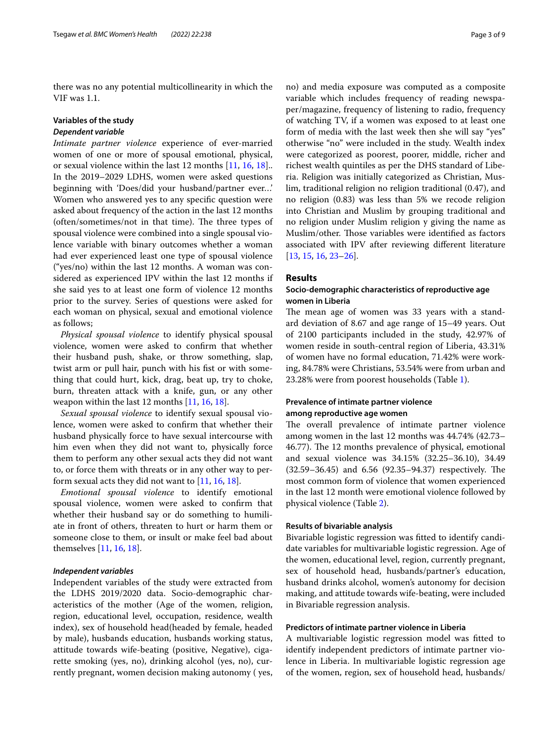there was no any potential multicollinearity in which the VIF was 1.1.

### Variables of the study

#### Dependent variable

*Intimate partner violence* experience of ever-married women of one or more of spousal emotional, physical, or sexual violence within the last 12 months [11, 16, 18].. In the 2019–2029 LDHS, women were asked questions beginning with 'Does/did your husband/partner ever...' Women who answered yes to any specific question were asked about frequency of the action in the last 12 months (often/sometimes/not in that time). The three types of spousal violence were combined into a single spousal violence variable with binary outcomes whether a woman had ever experienced least one type of spousal violence ("yes/no) within the last 12 months. A woman was considered as experienced IPV within the last 12 months if she said yes to at least one form of violence 12 months prior to the survey. Series of questions were asked for each woman on physical, sexual and emotional violence as follows;

*Physical spousal violence* to identify physical spousal violence, women were asked to confirm that whether their husband push, shake, or throw something, slap, twist arm or pull hair, punch with his fist or with something that could hurt, kick, drag, beat up, try to choke, burn, threaten attack with a knife, gun, or any other weapon within the last 12 months [11, 16, 18].

*Sexual spousal violence* to identify sexual spousal violence, women were asked to confirm that whether their husband physically force to have sexual intercourse with him even when they did not want to, physically force them to perform any other sexual acts they did not want to, or force them with threats or in any other way to perform sexual acts they did not want to [11, 16, 18].

*Emotional spousal violence* to identify emotional spousal violence, women were asked to confirm that whether their husband say or do something to humiliate in front of others, threaten to hurt or harm them or someone close to them, or insult or make feel bad about themselves [11, 16, 18].

#### Independent variables

Independent variables of the study were extracted from the LDHS 2019/2020 data. Socio-demographic characteristics of the mother (Age of the women, religion, region, educational level, occupation, residence, wealth index), sex of household head(headed by female, headed by male), husbands education, husbands working status, attitude towards wife-beating (positive, Negative), cigarette smoking (yes, no), drinking alcohol (yes, no), currently pregnant, women decision making autonomy ( yes, no) and media exposure was computed as a composite variable which includes frequency of reading newspaper/magazine, frequency of listening to radio, frequency of watching TV, if a women was exposed to at least one form of media with the last week then she will say "yes" otherwise "no" were included in the study. Wealth index were categorized as poorest, poorer, middle, richer and richest wealth quintiles as per the DHS standard of Liberia. Religion was initially categorized as Christian, Muslim, traditional religion no religion traditional (0.47), and no religion (0.83) was less than 5% we recode religion into Christian and Muslim by grouping traditional and no religion under Muslim religion y giving the name as Muslim/other. Those variables were identified as factors associated with IPV after reviewing different literature [13, 15, 16, 23–26].

## Results

### Socio-demographic characteristics of reproductive age women in Liberia

The mean age of women was 33 years with a standard deviation of 8.67 and age range of 15–49 years. Out of 2100 participants included in the study, 42.97% of women reside in south-central region of Liberia, 43.31% of women have no formal education, 71.42% were working, 84.78% were Christians, 53.54% were from urban and 23.28% were from poorest households (Table 1).

### Prevalence of intimate partner violence among reproductive age women

The overall prevalence of intimate partner violence among women in the last 12 months was 44.74% (42.73–46.77). The 12 months prevalence of physical, emotional and sexual violence was 34.15% (32.25–36.10), 34.49 (32.59–36.45) and 6.56 (92.35–94.37) respectively. The most common form of violence that women experienced in the last 12 month were emotional violence followed by physical violence (Table 2).

### Results of bivariable analysis

Bivariable logistic regression was fitted to identify candidate variables for multivariable logistic regression. Age of the women, educational level, region, currently pregnant, sex of household head, husbands/partner's education, husband drinks alcohol, women's autonomy for decision making, and attitude towards wife-beating, were included in Bivariable regression analysis.

### Predictors of intimate partner violence in Liberia

A multivariable logistic regression model was fitted to identify independent predictors of intimate partner violence in Liberia. In multivariable logistic regression age of the women, region, sex of household head, husbands/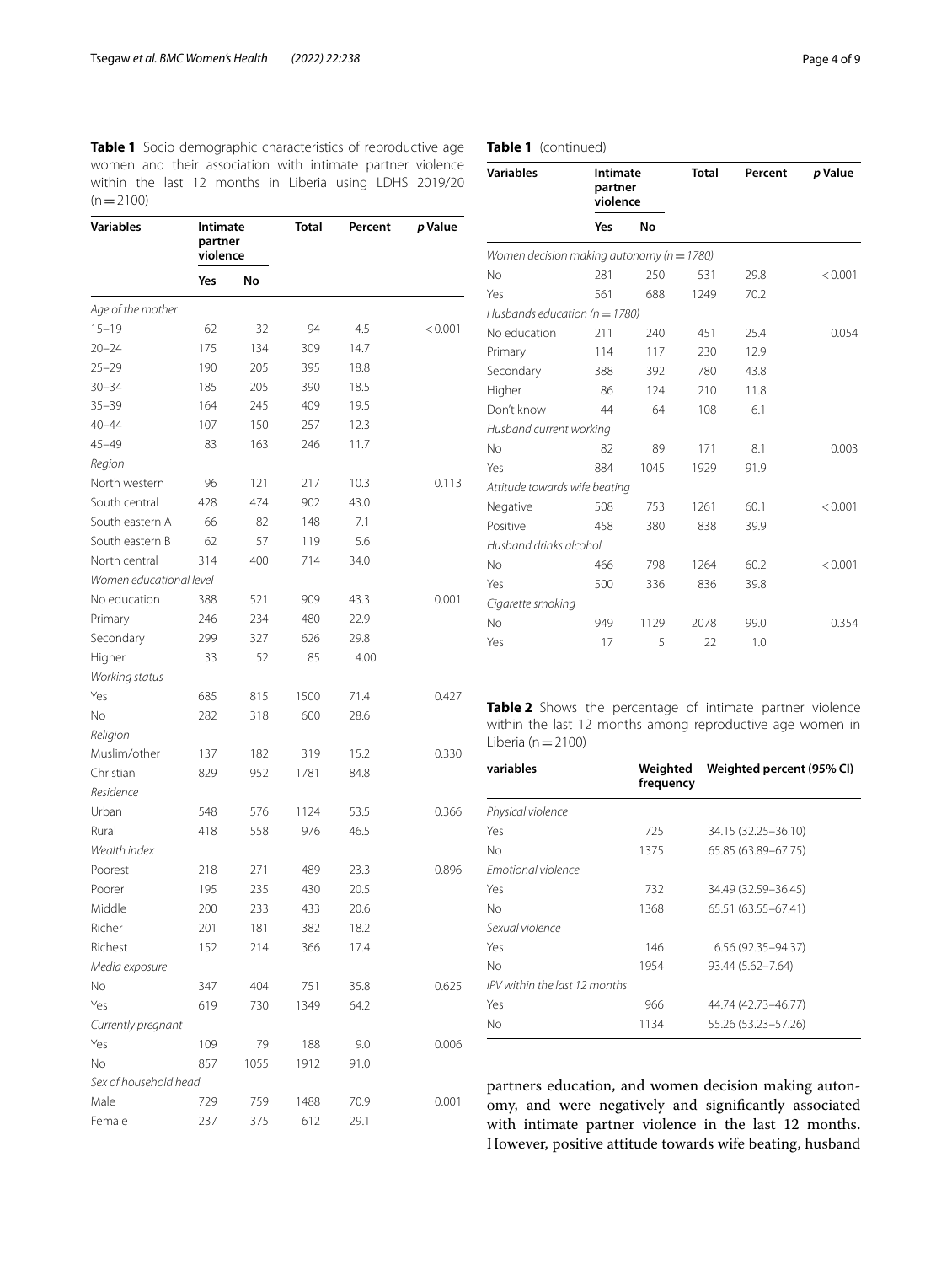**Table 1** Socio demographic characteristics of reproductive age women and their association with intimate partner violence within the last 12 months in Liberia using LDHS 2019/20 (n = 2100)

| Variables | Intimate partner violence | | Total | Percent | *p* Value |
|---|---|---|---|---|---|
| | Yes | No | | | |
| *Age of the mother* | | | | | |
| 15–19 | 62 | 32 | 94 | 4.5 | < 0.001 |
| 20–24 | 175 | 134 | 309 | 14.7 | |
| 25–29 | 190 | 205 | 395 | 18.8 | |
| 30–34 | 185 | 205 | 390 | 18.5 | |
| 35–39 | 164 | 245 | 409 | 19.5 | |
| 40–44 | 107 | 150 | 257 | 12.3 | |
| 45–49 | 83 | 163 | 246 | 11.7 | |
| *Region* | | | | | |
| North western | 96 | 121 | 217 | 10.3 | 0.113 |
| South central | 428 | 474 | 902 | 43.0 | |
| South eastern A | 66 | 82 | 148 | 7.1 | |
| South eastern B | 62 | 57 | 119 | 5.6 | |
| North central | 314 | 400 | 714 | 34.0 | |
| *Women educational level* | | | | | |
| No education | 388 | 521 | 909 | 43.3 | 0.001 |
| Primary | 246 | 234 | 480 | 22.9 | |
| Secondary | 299 | 327 | 626 | 29.8 | |
| Higher | 33 | 52 | 85 | 4.00 | |
| *Working status* | | | | | |
| Yes | 685 | 815 | 1500 | 71.4 | 0.427 |
| No | 282 | 318 | 600 | 28.6 | |
| *Religion* | | | | | |
| Muslim/other | 137 | 182 | 319 | 15.2 | 0.330 |
| Christian | 829 | 952 | 1781 | 84.8 | |
| *Residence* | | | | | |
| Urban | 548 | 576 | 1124 | 53.5 | 0.366 |
| Rural | 418 | 558 | 976 | 46.5 | |
| *Wealth index* | | | | | |
| Poorest | 218 | 271 | 489 | 23.3 | 0.896 |
| Poorer | 195 | 235 | 430 | 20.5 | |
| Middle | 200 | 233 | 433 | 20.6 | |
| Richer | 201 | 181 | 382 | 18.2 | |
| Richest | 152 | 214 | 366 | 17.4 | |
| *Media exposure* | | | | | |
| No | 347 | 404 | 751 | 35.8 | 0.625 |
| Yes | 619 | 730 | 1349 | 64.2 | |
| *Currently pregnant* | | | | | |
| Yes | 109 | 79 | 188 | 9.0 | 0.006 |
| No | 857 | 1055 | 1912 | 91.0 | |
| *Sex of household head* | | | | | |
| Male | 729 | 759 | 1488 | 70.9 | 0.001 |
| Female | 237 | 375 | 612 | 29.1 | |
| *Women decision making autonomy (n = 1780)* | | | | | |
| No | 281 | 250 | 531 | 29.8 | < 0.001 |
| Yes | 561 | 688 | 1249 | 70.2 | |
| *Husbands education (n = 1780)* | | | | | |
| No education | 211 | 240 | 451 | 25.4 | 0.054 |
| Primary | 114 | 117 | 230 | 12.9 | |
| Secondary | 388 | 392 | 780 | 43.8 | |
| Higher | 86 | 124 | 210 | 11.8 | |
| Don't know | 44 | 64 | 108 | 6.1 | |
| *Husband current working* | | | | | |
| No | 82 | 89 | 171 | 8.1 | 0.003 |
| Yes | 884 | 1045 | 1929 | 91.9 | |
| *Attitude towards wife beating* | | | | | |
| Negative | 508 | 753 | 1261 | 60.1 | < 0.001 |
| Positive | 458 | 380 | 838 | 39.9 | |
| *Husband drinks alcohol* | | | | | |
| No | 466 | 798 | 1264 | 60.2 | < 0.001 |
| Yes | 500 | 336 | 836 | 39.8 | |
| *Cigarette smoking* | | | | | |
| No | 949 | 1129 | 2078 | 99.0 | 0.354 |
| Yes | 17 | 5 | 22 | 1.0 | |

**Table 2** Shows the percentage of intimate partner violence within the last 12 months among reproductive age women in Liberia (n = 2100)

| variables | Weighted frequency | Weighted percent (95% CI) |
|---|---|---|
| *Physical violence* | | |
| Yes | 725 | 34.15 (32.25–36.10) |
| No | 1375 | 65.85 (63.89–67.75) |
| *Emotional violence* | | |
| Yes | 732 | 34.49 (32.59–36.45) |
| No | 1368 | 65.51 (63.55–67.41) |
| *Sexual violence* | | |
| Yes | 146 | 6.56 (92.35–94.37) |
| No | 1954 | 93.44 (5.62–7.64) |
| *IPV within the last 12 months* | | |
| Yes | 966 | 44.74 (42.73–46.77) |
| No | 1134 | 55.26 (53.23–57.26) |

partners education, and women decision making autonomy, and were negatively and significantly associated with intimate partner violence in the last 12 months. However, positive attitude towards wife beating, husband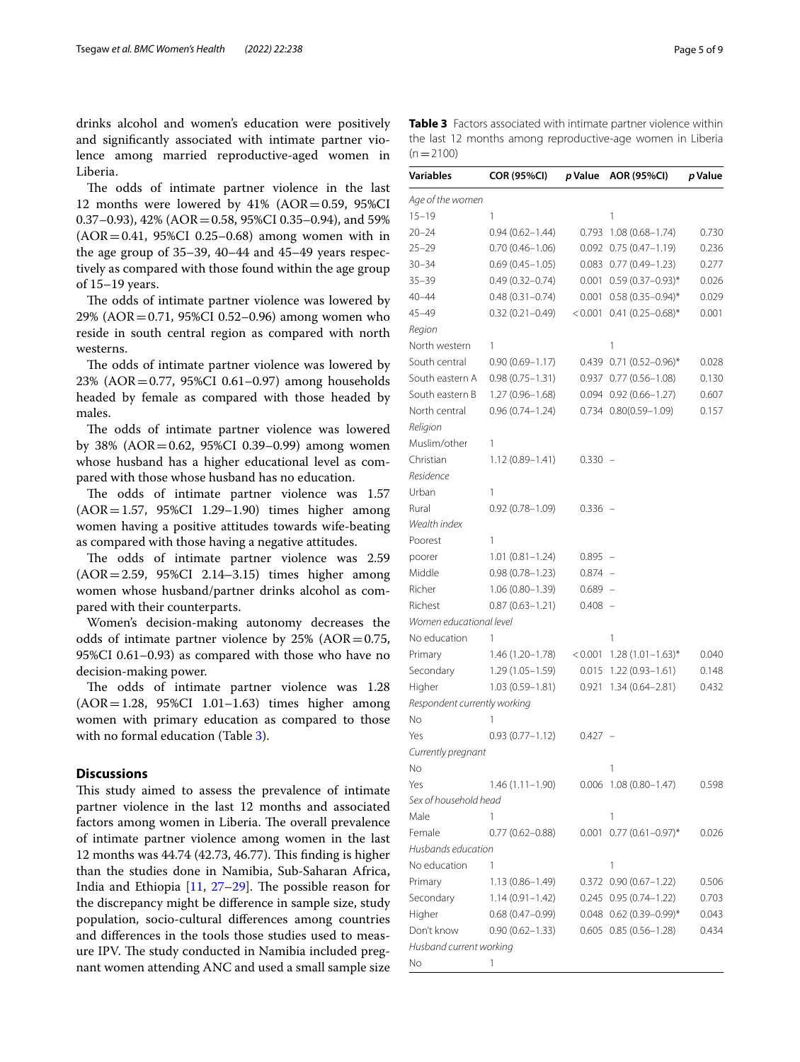drinks alcohol and women's education were positively and significantly associated with intimate partner violence among married reproductive-aged women in Liberia.

The odds of intimate partner violence in the last 12 months were lowered by 41% (AOR = 0.59, 95%CI 0.37–0.93), 42% (AOR = 0.58, 95%CI 0.35–0.94), and 59% (AOR = 0.41, 95%CI 0.25–0.68) among women with in the age group of 35–39, 40–44 and 45–49 years respectively as compared with those found within the age group of 15–19 years.

The odds of intimate partner violence was lowered by 29% (AOR = 0.71, 95%CI 0.52–0.96) among women who reside in south central region as compared with north westerns.

The odds of intimate partner violence was lowered by 23% (AOR = 0.77, 95%CI 0.61–0.97) among households headed by female as compared with those headed by males.

The odds of intimate partner violence was lowered by 38% (AOR = 0.62, 95%CI 0.39–0.99) among women whose husband has a higher educational level as compared with those whose husband has no education.

The odds of intimate partner violence was 1.57 (AOR = 1.57, 95%CI 1.29–1.90) times higher among women having a positive attitudes towards wife-beating as compared with those having a negative attitudes.

The odds of intimate partner violence was 2.59 (AOR = 2.59, 95%CI 2.14–3.15) times higher among women whose husband/partner drinks alcohol as compared with their counterparts.

Women's decision-making autonomy decreases the odds of intimate partner violence by 25% (AOR = 0.75, 95%CI 0.61–0.93) as compared with those who have no decision-making power.

The odds of intimate partner violence was 1.28 (AOR = 1.28, 95%CI 1.01–1.63) times higher among women with primary education as compared to those with no formal education (Table 3).

## Discussions

This study aimed to assess the prevalence of intimate partner violence in the last 12 months and associated factors among women in Liberia. The overall prevalence of intimate partner violence among women in the last 12 months was 44.74 (42.73, 46.77). This finding is higher than the studies done in Namibia, Sub-Saharan Africa, India and Ethiopia [11, 27–29]. The possible reason for the discrepancy might be difference in sample size, study population, socio-cultural differences among countries and differences in the tools those studies used to measure IPV. The study conducted in Namibia included pregnant women attending ANC and used a small sample size

**Table 3** Factors associated with intimate partner violence within the last 12 months among reproductive-age women in Liberia (n = 2100)

| Variables | COR (95%CI) | *p* Value | AOR (95%CI) | *p* Value |
|---|---|---|---|---|
| *Age of the women* | | | | |
| 15–19 | 1 | | 1 | |
| 20–24 | 0.94 (0.62–1.44) | 0.793 | 1.08 (0.68–1.74) | 0.730 |
| 25–29 | 0.70 (0.46–1.06) | 0.092 | 0.75 (0.47–1.19) | 0.236 |
| 30–34 | 0.69 (0.45–1.05) | 0.083 | 0.77 (0.49–1.23) | 0.277 |
| 35–39 | 0.49 (0.32–0.74) | 0.001 | 0.59 (0.37–0.93)* | 0.026 |
| 40–44 | 0.48 (0.31–0.74) | 0.001 | 0.58 (0.35–0.94)* | 0.029 |
| 45–49 | 0.32 (0.21–0.49) | < 0.001 | 0.41 (0.25–0.68)* | 0.001 |
| *Region* | | | | |
| North western | 1 | | 1 | |
| South central | 0.90 (0.69–1.17) | 0.439 | 0.71 (0.52–0.96)* | 0.028 |
| South eastern A | 0.98 (0.75–1.31) | 0.937 | 0.77 (0.56–1.08) | 0.130 |
| South eastern B | 1.27 (0.96–1.68) | 0.094 | 0.92 (0.66–1.27) | 0.607 |
| North central | 0.96 (0.74–1.24) | 0.734 | 0.80(0.59–1.09) | 0.157 |
| *Religion* | | | | |
| Muslim/other | 1 | | | |
| Christian | 1.12 (0.89–1.41) | 0.330 | – | |
| *Residence* | | | | |
| Urban | 1 | | | |
| Rural | 0.92 (0.78–1.09) | 0.336 | – | |
| *Wealth index* | | | | |
| Poorest | 1 | | | |
| poorer | 1.01 (0.81–1.24) | 0.895 | – | |
| Middle | 0.98 (0.78–1.23) | 0.874 | – | |
| Richer | 1.06 (0.80–1.39) | 0.689 | – | |
| Richest | 0.87 (0.63–1.21) | 0.408 | – | |
| *Women educational level* | | | | |
| No education | 1 | | 1 | |
| Primary | 1.46 (1.20–1.78) | < 0.001 | 1.28 (1.01–1.63)* | 0.040 |
| Secondary | 1.29 (1.05–1.59) | 0.015 | 1.22 (0.93–1.61) | 0.148 |
| Higher | 1.03 (0.59–1.81) | 0.921 | 1.34 (0.64–2.81) | 0.432 |
| *Respondent currently working* | | | | |
| No | 1 | | | |
| Yes | 0.93 (0.77–1.12) | 0.427 | – | |
| *Currently pregnant* | | | | |
| No | | | 1 | |
| Yes | 1.46 (1.11–1.90) | 0.006 | 1.08 (0.80–1.47) | 0.598 |
| *Sex of household head* | | | | |
| Male | 1 | | 1 | |
| Female | 0.77 (0.62–0.88) | 0.001 | 0.77 (0.61–0.97)* | 0.026 |
| *Husbands education* | | | | |
| No education | 1 | | 1 | |
| Primary | 1.13 (0.86–1.49) | 0.372 | 0.90 (0.67–1.22) | 0.506 |
| Secondary | 1.14 (0.91–1.42) | 0.245 | 0.95 (0.74–1.22) | 0.703 |
| Higher | 0.68 (0.47–0.99) | 0.048 | 0.62 (0.39–0.99)* | 0.043 |
| Don't know | 0.90 (0.62–1.33) | 0.605 | 0.85 (0.56–1.28) | 0.434 |
| *Husband current working* | | | | |
| No | 1 | | | |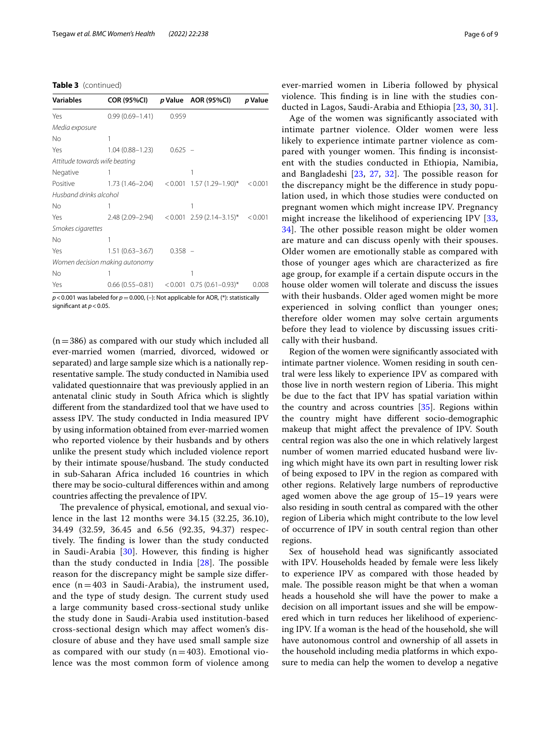**Table 3** (continued)

| Variables | COR (95%CI) | p Value | AOR (95%CI) | p Value |
|---|---|---|---|---|
| Yes | 0.99 (0.69–1.41) | 0.959 | | |
| *Media exposure* | | | | |
| No | 1 | | | |
| Yes | 1.04 (0.88–1.23) | 0.625 | – | |
| *Attitude towards wife beating* | | | | |
| Negative | 1 | | 1 | |
| Positive | 1.73 (1.46–2.04) | < 0.001 | 1.57 (1.29–1.90)* | < 0.001 |
| *Husband drinks alcohol* | | | | |
| No | 1 | | 1 | |
| Yes | 2.48 (2.09–2.94) | < 0.001 | 2.59 (2.14–3.15)* | < 0.001 |
| *Smokes cigarettes* | | | | |
| No | 1 | | | |
| Yes | 1.51 (0.63–3.67) | 0.358 | – | |
| *Women decision making autonomy* | | | | |
| No | 1 | | 1 | |
| Yes | 0.66 (0.55–0.81) | < 0.001 | 0.75 (0.61–0.93)* | 0.008 |

$p < 0.001$ was labeled for $p = 0.000$, (–): Not applicable for AOR, (*): statistically significant at $p < 0.05$.

(n = 386) as compared with our study which included all ever-married women (married, divorced, widowed or separated) and large sample size which is a nationally representative sample. The study conducted in Namibia used validated questionnaire that was previously applied in an antenatal clinic study in South Africa which is slightly different from the standardized tool that we have used to assess IPV. The study conducted in India measured IPV by using information obtained from ever-married women who reported violence by their husbands and by others unlike the present study which included violence report by their intimate spouse/husband. The study conducted in sub-Saharan Africa included 16 countries in which there may be socio-cultural differences within and among countries affecting the prevalence of IPV.

The prevalence of physical, emotional, and sexual violence in the last 12 months were 34.15 (32.25, 36.10), 34.49 (32.59, 36.45 and 6.56 (92.35, 94.37) respectively. The finding is lower than the study conducted in Saudi-Arabia [30]. However, this finding is higher than the study conducted in India [28]. The possible reason for the discrepancy might be sample size difference (n = 403 in Saudi-Arabia), the instrument used, and the type of study design. The current study used a large community based cross-sectional study unlike the study done in Saudi-Arabia used institution-based cross-sectional design which may affect women's disclosure of abuse and they have used small sample size as compared with our study (n = 403). Emotional violence was the most common form of violence among ever-married women in Liberia followed by physical violence. This finding is in line with the studies conducted in Lagos, Saudi-Arabia and Ethiopia [23, 30, 31].

Age of the women was significantly associated with intimate partner violence. Older women were less likely to experience intimate partner violence as compared with younger women. This finding is inconsistent with the studies conducted in Ethiopia, Namibia, and Bangladeshi [23, 27, 32]. The possible reason for the discrepancy might be the difference in study population used, in which those studies were conducted on pregnant women which might increase IPV. Pregnancy might increase the likelihood of experiencing IPV [33, 34]. The other possible reason might be older women are mature and can discuss openly with their spouses. Older women are emotionally stable as compared with those of younger ages which are characterized as fire age group, for example if a certain dispute occurs in the house older women will tolerate and discuss the issues with their husbands. Older aged women might be more experienced in solving conflict than younger ones; therefore older women may solve certain arguments before they lead to violence by discussing issues critically with their husband.

Region of the women were significantly associated with intimate partner violence. Women residing in south central were less likely to experience IPV as compared with those live in north western region of Liberia. This might be due to the fact that IPV has spatial variation within the country and across countries [35]. Regions within the country might have different socio-demographic makeup that might affect the prevalence of IPV. South central region was also the one in which relatively largest number of women married educated husband were living which might have its own part in resulting lower risk of being exposed to IPV in the region as compared with other regions. Relatively large numbers of reproductive aged women above the age group of 15–19 years were also residing in south central as compared with the other region of Liberia which might contribute to the low level of occurrence of IPV in south central region than other regions.

Sex of household head was significantly associated with IPV. Households headed by female were less likely to experience IPV as compared with those headed by male. The possible reason might be that when a woman heads a household she will have the power to make a decision on all important issues and she will be empowered which in turn reduces her likelihood of experiencing IPV. If a woman is the head of the household, she will have autonomous control and ownership of all assets in the household including media platforms in which exposure to media can help the women to develop a negative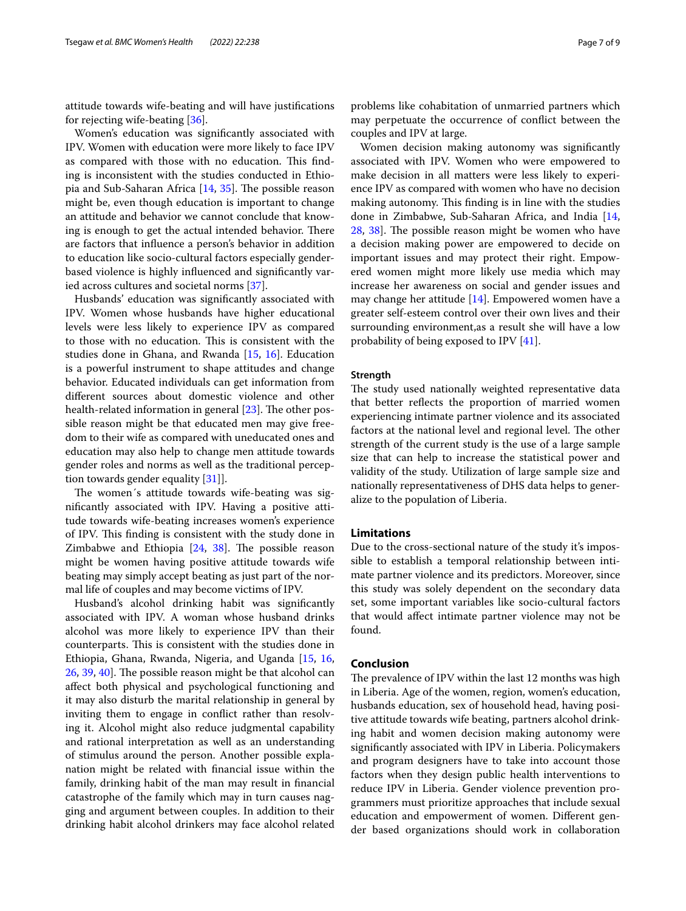attitude towards wife-beating and will have justifications for rejecting wife-beating [36].

Women's education was significantly associated with IPV. Women with education were more likely to face IPV as compared with those with no education. This finding is inconsistent with the studies conducted in Ethiopia and Sub-Saharan Africa [14, 35]. The possible reason might be, even though education is important to change an attitude and behavior we cannot conclude that knowing is enough to get the actual intended behavior. There are factors that influence a person's behavior in addition to education like socio-cultural factors especially gender-based violence is highly influenced and significantly varied across cultures and societal norms [37].

Husbands' education was significantly associated with IPV. Women whose husbands have higher educational levels were less likely to experience IPV as compared to those with no education. This is consistent with the studies done in Ghana, and Rwanda [15, 16]. Education is a powerful instrument to shape attitudes and change behavior. Educated individuals can get information from different sources about domestic violence and other health-related information in general [23]. The other possible reason might be that educated men may give freedom to their wife as compared with uneducated ones and education may also help to change men attitude towards gender roles and norms as well as the traditional perception towards gender equality [31]].

The women´s attitude towards wife-beating was significantly associated with IPV. Having a positive attitude towards wife-beating increases women's experience of IPV. This finding is consistent with the study done in Zimbabwe and Ethiopia [24, 38]. The possible reason might be women having positive attitude towards wife beating may simply accept beating as just part of the normal life of couples and may become victims of IPV.

Husband's alcohol drinking habit was significantly associated with IPV. A woman whose husband drinks alcohol was more likely to experience IPV than their counterparts. This is consistent with the studies done in Ethiopia, Ghana, Rwanda, Nigeria, and Uganda [15, 16, 26, 39, 40]. The possible reason might be that alcohol can affect both physical and psychological functioning and it may also disturb the marital relationship in general by inviting them to engage in conflict rather than resolving it. Alcohol might also reduce judgmental capability and rational interpretation as well as an understanding of stimulus around the person. Another possible explanation might be related with financial issue within the family, drinking habit of the man may result in financial catastrophe of the family which may in turn causes nagging and argument between couples. In addition to their drinking habit alcohol drinkers may face alcohol related problems like cohabitation of unmarried partners which may perpetuate the occurrence of conflict between the couples and IPV at large.

Women decision making autonomy was significantly associated with IPV. Women who were empowered to make decision in all matters were less likely to experience IPV as compared with women who have no decision making autonomy. This finding is in line with the studies done in Zimbabwe, Sub-Saharan Africa, and India [14, 28, 38]. The possible reason might be women who have a decision making power are empowered to decide on important issues and may protect their right. Empowered women might more likely use media which may increase her awareness on social and gender issues and may change her attitude [14]. Empowered women have a greater self-esteem control over their own lives and their surrounding environment,as a result she will have a low probability of being exposed to IPV [41].

#### Strength

The study used nationally weighted representative data that better reflects the proportion of married women experiencing intimate partner violence and its associated factors at the national level and regional level. The other strength of the current study is the use of a large sample size that can help to increase the statistical power and validity of the study. Utilization of large sample size and nationally representativeness of DHS data helps to generalize to the population of Liberia.

### Limitations

Due to the cross-sectional nature of the study it's impossible to establish a temporal relationship between intimate partner violence and its predictors. Moreover, since this study was solely dependent on the secondary data set, some important variables like socio-cultural factors that would affect intimate partner violence may not be found.

### Conclusion

The prevalence of IPV within the last 12 months was high in Liberia. Age of the women, region, women's education, husbands education, sex of household head, having positive attitude towards wife beating, partners alcohol drinking habit and women decision making autonomy were significantly associated with IPV in Liberia. Policymakers and program designers have to take into account those factors when they design public health interventions to reduce IPV in Liberia. Gender violence prevention programmers must prioritize approaches that include sexual education and empowerment of women. Different gender based organizations should work in collaboration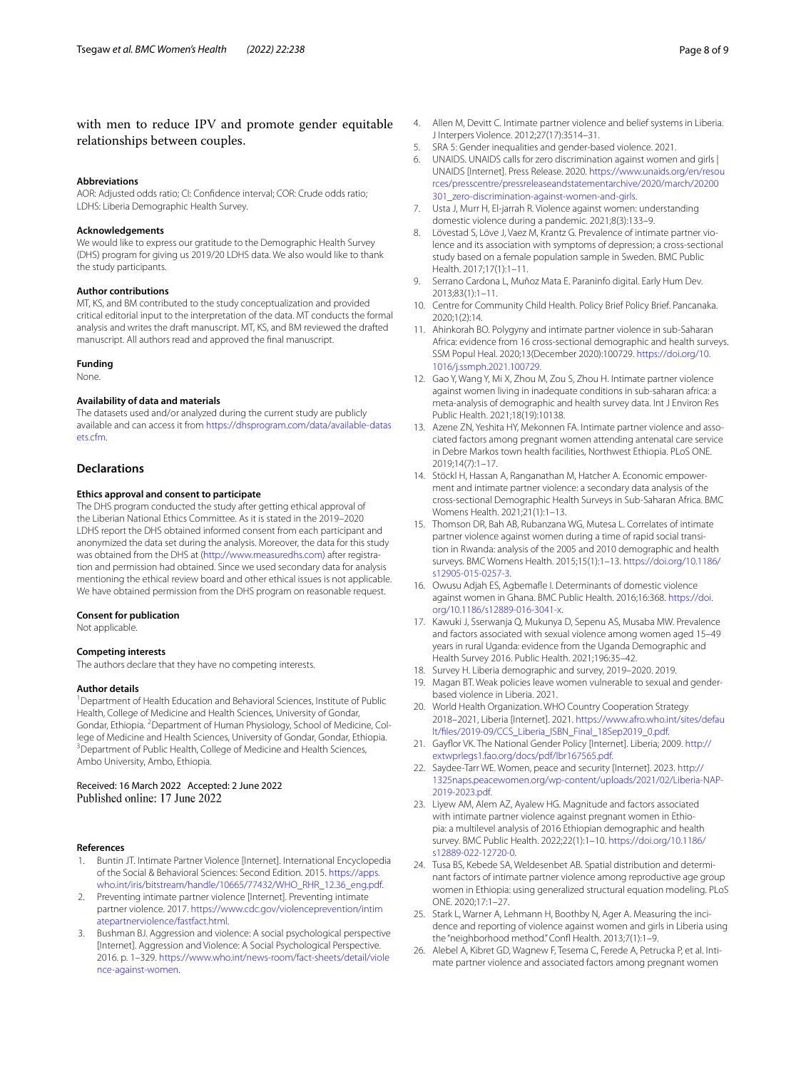with men to reduce IPV and promote gender equitable relationships between couples.

### Abbreviations

AOR: Adjusted odds ratio; CI: Confidence interval; COR: Crude odds ratio; LDHS: Liberia Demographic Health Survey.

### Acknowledgements

We would like to express our gratitude to the Demographic Health Survey (DHS) program for giving us 2019/20 LDHS data. We also would like to thank the study participants.

### Author contributions

MT, KS, and BM contributed to the study conceptualization and provided critical editorial input to the interpretation of the data. MT conducts the formal analysis and writes the draft manuscript. MT, KS, and BM reviewed the drafted manuscript. All authors read and approved the final manuscript.

### Funding

None.

### Availability of data and materials

The datasets used and/or analyzed during the current study are publicly available and can access it from https://dhsprogram.com/data/available-datasets.cfm.

## Declarations

### Ethics approval and consent to participate

The DHS program conducted the study after getting ethical approval of the Liberian National Ethics Committee. As it is stated in the 2019–2020 LDHS report the DHS obtained informed consent from each participant and anonymized the data set during the analysis. Moreover, the data for this study was obtained from the DHS at (http://www.measuredhs.com) after registration and permission had obtained. Since we used secondary data for analysis mentioning the ethical review board and other ethical issues is not applicable. We have obtained permission from the DHS program on reasonable request.

### Consent for publication

Not applicable.

### Competing interests

The authors declare that they have no competing interests.

### Author details

[1]Department of Health Education and Behavioral Sciences, Institute of Public Health, College of Medicine and Health Sciences, University of Gondar, Gondar, Ethiopia. [2]Department of Human Physiology, School of Medicine, College of Medicine and Health Sciences, University of Gondar, Gondar, Ethiopia. [3]Department of Public Health, College of Medicine and Health Sciences, Ambo University, Ambo, Ethiopia.

Received: 16 March 2022 Accepted: 2 June 2022
Published online: 17 June 2022

### References

1. Buntin JT. Intimate Partner Violence [Internet]. International Encyclopedia of the Social & Behavioral Sciences: Second Edition. 2015. https://apps.who.int/iris/bitstream/handle/10665/77432/WHO_RHR_12.36_eng.pdf.
2. Preventing intimate partner violence [Internet]. Preventing intimate partner violence. 2017. https://www.cdc.gov/violenceprevention/intimatepartnerviolence/fastfact.html.
3. Bushman BJ. Aggression and violence: A social psychological perspective [Internet]. Aggression and Violence: A Social Psychological Perspective. 2016. p. 1–329. https://www.who.int/news-room/fact-sheets/detail/violence-against-women.
4. Allen M, Devitt C. Intimate partner violence and belief systems in Liberia. J Interpers Violence. 2012;27(17):3514–31.
5. SRA 5: Gender inequalities and gender-based violence. 2021.
6. UNAIDS. UNAIDS calls for zero discrimination against women and girls | UNAIDS [Internet]. Press Release. 2020. https://www.unaids.org/en/resources/presscentre/pressreleaseandstatementarchive/2020/march/20200301_zero-discrimination-against-women-and-girls.
7. Usta J, Murr H, El-jarrah R. Violence against women: understanding domestic violence during a pandemic. 2021;8(3):133–9.
8. Lövestad S, Löve J, Vaez M, Krantz G. Prevalence of intimate partner violence and its association with symptoms of depression; a cross-sectional study based on a female population sample in Sweden. BMC Public Health. 2017;17(1):1–11.
9. Serrano Cardona L, Muñoz Mata E. Paraninfo digital. Early Hum Dev. 2013;83(1):1–11.
10. Centre for Community Child Health. Policy Brief Policy Brief. Pancanaka. 2020;1(2):14.
11. Ahinkorah BO. Polygyny and intimate partner violence in sub-Saharan Africa: evidence from 16 cross-sectional demographic and health surveys. SSM Popul Heal. 2020;13(December 2020):100729. https://doi.org/10.1016/j.ssmph.2021.100729.
12. Gao Y, Wang Y, Mi X, Zhou M, Zou S, Zhou H. Intimate partner violence against women living in inadequate conditions in sub-saharan africa: a meta-analysis of demographic and health survey data. Int J Environ Res Public Health. 2021;18(19):10138.
13. Azene ZN, Yeshita HY, Mekonnen FA. Intimate partner violence and associated factors among pregnant women attending antenatal care service in Debre Markos town health facilities, Northwest Ethiopia. PLoS ONE. 2019;14(7):1–17.
14. Stöckl H, Hassan A, Ranganathan M, Hatcher A. Economic empowerment and intimate partner violence: a secondary data analysis of the cross-sectional Demographic Health Surveys in Sub-Saharan Africa. BMC Womens Health. 2021;21(1):1–13.
15. Thomson DR, Bah AB, Rubanzana WG, Mutesa L. Correlates of intimate partner violence against women during a time of rapid social transition in Rwanda: analysis of the 2005 and 2010 demographic and health surveys. BMC Womens Health. 2015;15(1):1–13. https://doi.org/10.1186/s12905-015-0257-3.
16. Owusu Adjah ES, Agbemafle I. Determinants of domestic violence against women in Ghana. BMC Public Health. 2016;16:368. https://doi.org/10.1186/s12889-016-3041-x.
17. Kawuki J, Sserwanja Q, Mukunya D, Sepenu AS, Musaba MW. Prevalence and factors associated with sexual violence among women aged 15–49 years in rural Uganda: evidence from the Uganda Demographic and Health Survey 2016. Public Health. 2021;196:35–42.
18. Survey H. Liberia demographic and survey, 2019–2020. 2019.
19. Magan BT. Weak policies leave women vulnerable to sexual and gender-based violence in Liberia. 2021.
20. World Health Organization. WHO Country Cooperation Strategy 2018–2021, Liberia [Internet]. 2021. https://www.afro.who.int/sites/default/files/2019-09/CCS_Liberia_ISBN_Final_18Sep2019_0.pdf.
21. Gayflor VK. The National Gender Policy [Internet]. Liberia; 2009. http://extwprlegs1.fao.org/docs/pdf/lbr167565.pdf.
22. Saydee-Tarr WE. Women, peace and security [Internet]. 2023. http://1325naps.peacewomen.org/wp-content/uploads/2021/02/Liberia-NAP-2019-2023.pdf.
23. Liyew AM, Alem AZ, Ayalew HG. Magnitude and factors associated with intimate partner violence against pregnant women in Ethiopia: a multilevel analysis of 2016 Ethiopian demographic and health survey. BMC Public Health. 2022;22(1):1–10. https://doi.org/10.1186/s12889-022-12720-0.
24. Tusa BS, Kebede SA, Weldesenbet AB. Spatial distribution and determinant factors of intimate partner violence among reproductive age group women in Ethiopia: using generalized structural equation modeling. PLoS ONE. 2020;17:1–27.
25. Stark L, Warner A, Lehmann H, Boothby N, Ager A. Measuring the incidence and reporting of violence against women and girls in Liberia using the "neighborhood method." Confl Health. 2013;7(1):1–9.
26. Alebel A, Kibret GD, Wagnew F, Tesema C, Ferede A, Petrucka P, et al. Intimate partner violence and associated factors among pregnant women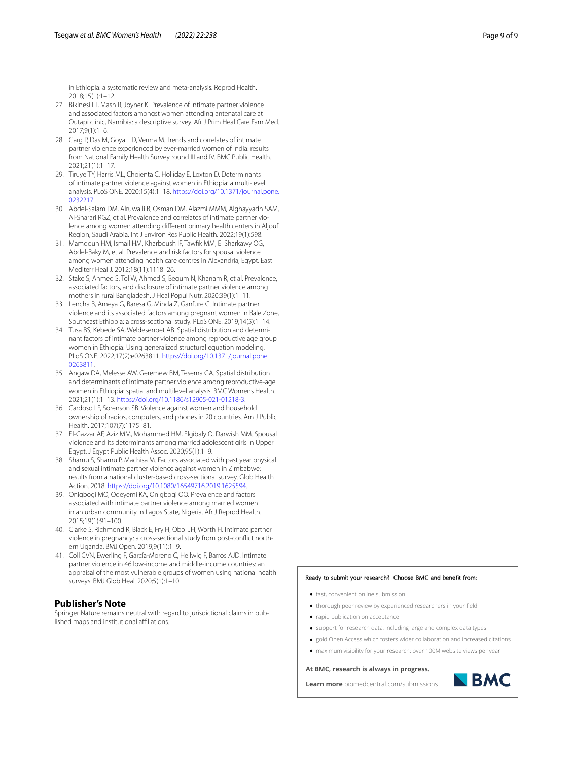in Ethiopia: a systematic review and meta-analysis. Reprod Health. 2018;15(1):1–12.

27. Bikinesi LT, Mash R, Joyner K. Prevalence of intimate partner violence and associated factors amongst women attending antenatal care at Outapi clinic, Namibia: a descriptive survey. Afr J Prim Heal Care Fam Med. 2017;9(1):1–6.
28. Garg P, Das M, Goyal LD, Verma M. Trends and correlates of intimate partner violence experienced by ever-married women of India: results from National Family Health Survey round III and IV. BMC Public Health. 2021;21(1):1–17.
29. Tiruye TY, Harris ML, Chojenta C, Holliday E, Loxton D. Determinants of intimate partner violence against women in Ethiopia: a multi-level analysis. PLoS ONE. 2020;15(4):1–18. https://doi.org/10.1371/journal.pone.0232217.
30. Abdel-Salam DM, Alruwaili B, Osman DM, Alazmi MMM, Alghayyadh SAM, Al-Sharari RGZ, et al. Prevalence and correlates of intimate partner violence among women attending different primary health centers in Aljouf Region, Saudi Arabia. Int J Environ Res Public Health. 2022;19(1):598.
31. Mamdouh HM, Ismail HM, Kharboush IF, Tawfik MM, El Sharkawy OG, Abdel-Baky M, et al. Prevalence and risk factors for spousal violence among women attending health care centres in Alexandria, Egypt. East Mediterr Heal J. 2012;18(11):1118–26.
32. Stake S, Ahmed S, Tol W, Ahmed S, Begum N, Khanam R, et al. Prevalence, associated factors, and disclosure of intimate partner violence among mothers in rural Bangladesh. J Heal Popul Nutr. 2020;39(1):1–11.
33. Lencha B, Ameya G, Baresa G, Minda Z, Ganfure G. Intimate partner violence and its associated factors among pregnant women in Bale Zone, Southeast Ethiopia: a cross-sectional study. PLoS ONE. 2019;14(5):1–14.
34. Tusa BS, Kebede SA, Weldesenbet AB. Spatial distribution and determinant factors of intimate partner violence among reproductive age group women in Ethiopia: Using generalized structural equation modeling. PLoS ONE. 2022;17(2):e0263811. https://doi.org/10.1371/journal.pone.0263811.
35. Angaw DA, Melesse AW, Geremew BM, Tesema GA. Spatial distribution and determinants of intimate partner violence among reproductive-age women in Ethiopia: spatial and multilevel analysis. BMC Womens Health. 2021;21(1):1–13. https://doi.org/10.1186/s12905-021-01218-3.
36. Cardoso LF, Sorenson SB. Violence against women and household ownership of radios, computers, and phones in 20 countries. Am J Public Health. 2017;107(7):1175–81.
37. El-Gazzar AF, Aziz MM, Mohammed HM, Elgibaly O, Darwish MM. Spousal violence and its determinants among married adolescent girls in Upper Egypt. J Egypt Public Health Assoc. 2020;95(1):1–9.
38. Shamu S, Shamu P, Machisa M. Factors associated with past year physical and sexual intimate partner violence against women in Zimbabwe: results from a national cluster-based cross-sectional survey. Glob Health Action. 2018. https://doi.org/10.1080/16549716.2019.1625594.
39. Onigbogi MO, Odeyemi KA, Onigbogi OO. Prevalence and factors associated with intimate partner violence among married women in an urban community in Lagos State, Nigeria. Afr J Reprod Health. 2015;19(1):91–100.
40. Clarke S, Richmond R, Black E, Fry H, Obol JH, Worth H. Intimate partner violence in pregnancy: a cross-sectional study from post-conflict northern Uganda. BMJ Open. 2019;9(11):1–9.
41. Coll CVN, Ewerling F, García-Moreno C, Hellwig F, Barros AJD. Intimate partner violence in 46 low-income and middle-income countries: an appraisal of the most vulnerable groups of women using national health surveys. BMJ Glob Heal. 2020;5(1):1–10.

## Publisher's Note

Springer Nature remains neutral with regard to jurisdictional claims in published maps and institutional affiliations.

Ready to submit your research? Choose BMC and benefit from:

- fast, convenient online submission
- thorough peer review by experienced researchers in your field
- rapid publication on acceptance
- support for research data, including large and complex data types
- gold Open Access which fosters wider collaboration and increased citations
- maximum visibility for your research: over 100M website views per year

**At BMC, research is always in progress.**

**Learn more** biomedcentral.com/submissions

BMC